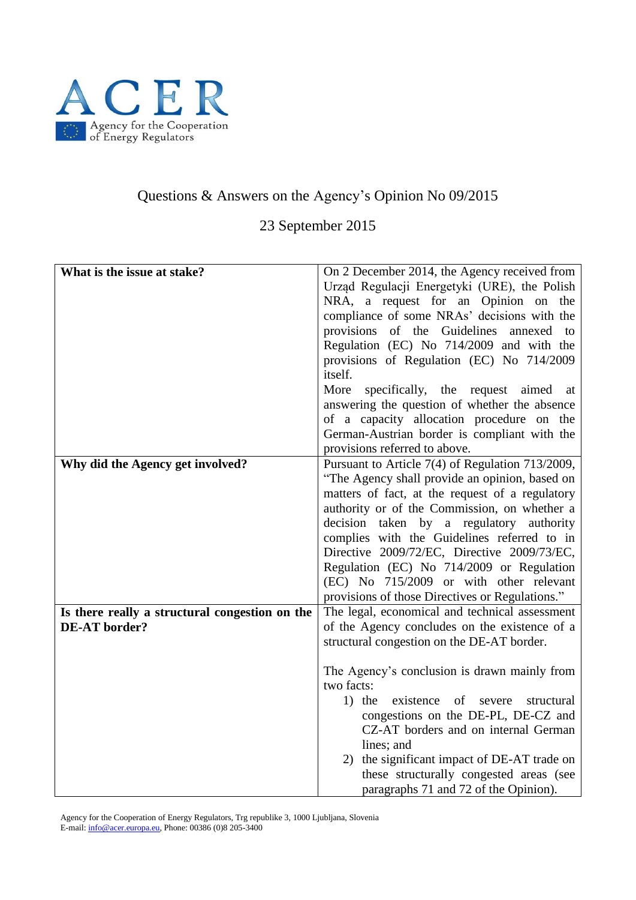# Questions & Answers on the Agency's Opinion No 09/2015

23 September 2015

| **What is the issue at stake?** | On 2 December 2014, the Agency received from Urząd Regulacji Energetyki (URE), the Polish NRA, a request for an Opinion on the compliance of some NRAs' decisions with the provisions of the Guidelines annexed to Regulation (EC) No 714/2009 and with the provisions of Regulation (EC) No 714/2009 itself.<br>More specifically, the request aimed at answering the question of whether the absence of a capacity allocation procedure on the German-Austrian border is compliant with the provisions referred to above. |
|---|---|
| **Why did the Agency get involved?** | Pursuant to Article 7(4) of Regulation 713/2009, "The Agency shall provide an opinion, based on matters of fact, at the request of a regulatory authority or of the Commission, on whether a decision taken by a regulatory authority complies with the Guidelines referred to in Directive 2009/72/EC, Directive 2009/73/EC, Regulation (EC) No 714/2009 or Regulation (EC) No 715/2009 or with other relevant provisions of those Directives or Regulations." |
| **Is there really a structural congestion on the DE-AT border?** | The legal, economical and technical assessment of the Agency concludes on the existence of a structural congestion on the DE-AT border.<br><br>The Agency's conclusion is drawn mainly from two facts:<br>1) the existence of severe structural congestions on the DE-PL, DE-CZ and CZ-AT borders and on internal German lines; and<br>2) the significant impact of DE-AT trade on these structurally congested areas (see paragraphs 71 and 72 of the Opinion). |

Agency for the Cooperation of Energy Regulators, Trg republike 3, 1000 Ljubljana, Slovenia
E-mail: info@acer.europa.eu, Phone: 00386 (0)8 205-3400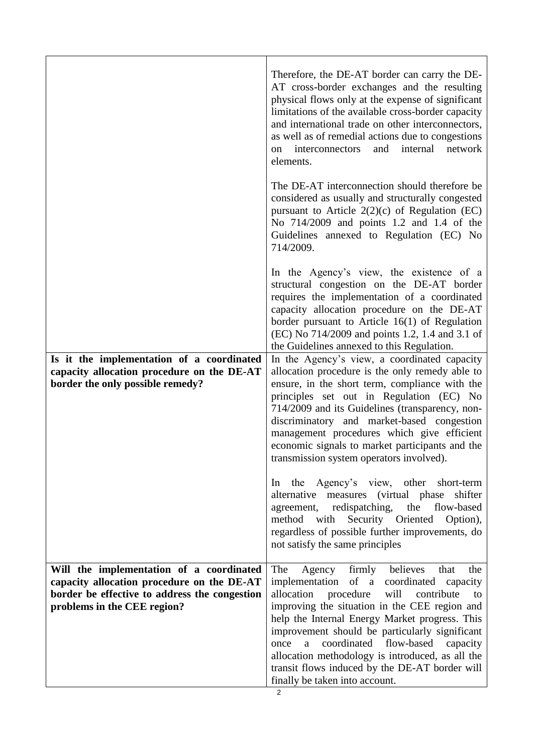| | |
|---|---|
| | Therefore, the DE-AT border can carry the DE-AT cross-border exchanges and the resulting physical flows only at the expense of significant limitations of the available cross-border capacity and international trade on other interconnectors, as well as of remedial actions due to congestions on interconnectors and internal network elements.<br><br>The DE-AT interconnection should therefore be considered as usually and structurally congested pursuant to Article 2(2)(c) of Regulation (EC) No 714/2009 and points 1.2 and 1.4 of the Guidelines annexed to Regulation (EC) No 714/2009.<br><br>In the Agency's view, the existence of a structural congestion on the DE-AT border requires the implementation of a coordinated capacity allocation procedure on the DE-AT border pursuant to Article 16(1) of Regulation (EC) No 714/2009 and points 1.2, 1.4 and 3.1 of the Guidelines annexed to this Regulation. |
| **Is it the implementation of a coordinated capacity allocation procedure on the DE-AT border the only possible remedy?** | In the Agency's view, a coordinated capacity allocation procedure is the only remedy able to ensure, in the short term, compliance with the principles set out in Regulation (EC) No 714/2009 and its Guidelines (transparency, non-discriminatory and market-based congestion management procedures which give efficient economic signals to market participants and the transmission system operators involved).<br><br>In the Agency's view, other short-term alternative measures (virtual phase shifter agreement, redispatching, the flow-based method with Security Oriented Option), regardless of possible further improvements, do not satisfy the same principles |
| **Will the implementation of a coordinated capacity allocation procedure on the DE-AT border be effective to address the congestion problems in the CEE region?** | The Agency firmly believes that the implementation of a coordinated capacity allocation procedure will contribute to improving the situation in the CEE region and help the Internal Energy Market progress. This improvement should be particularly significant once a coordinated flow-based capacity allocation methodology is introduced, as all the transit flows induced by the DE-AT border will finally be taken into account. |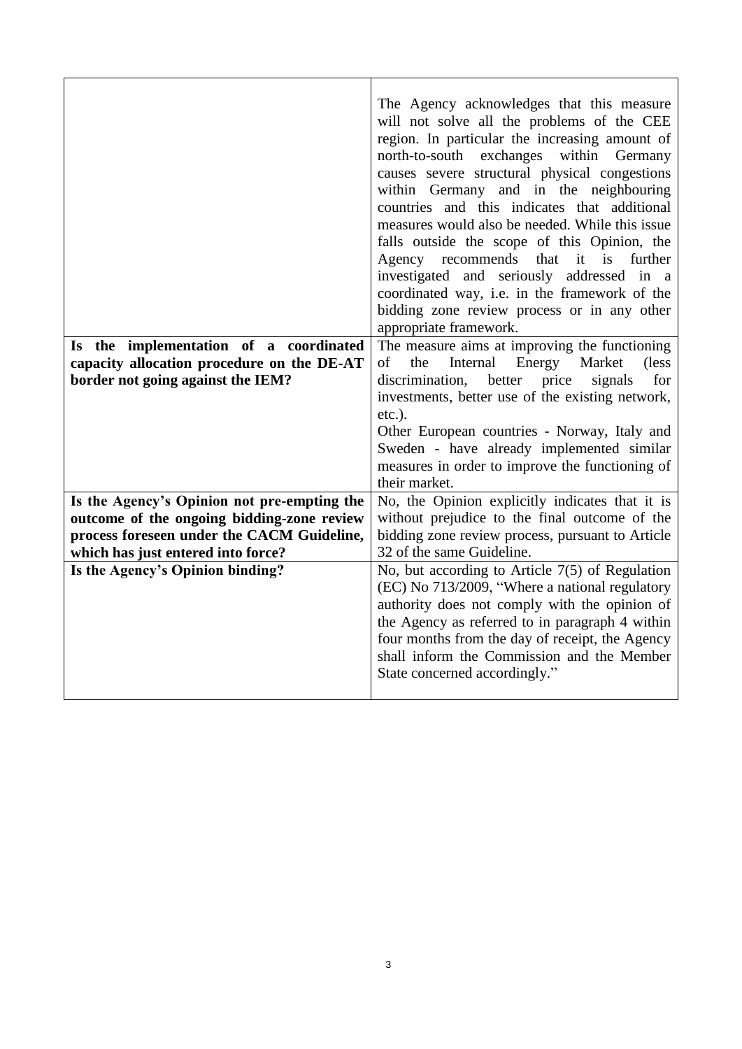| | |
|---|---|
| | The Agency acknowledges that this measure will not solve all the problems of the CEE region. In particular the increasing amount of north-to-south exchanges within Germany causes severe structural physical congestions within Germany and in the neighbouring countries and this indicates that additional measures would also be needed. While this issue falls outside the scope of this Opinion, the Agency recommends that it is further investigated and seriously addressed in a coordinated way, i.e. in the framework of the bidding zone review process or in any other appropriate framework. |
| **Is the implementation of a coordinated capacity allocation procedure on the DE-AT border not going against the IEM?** | The measure aims at improving the functioning of the Internal Energy Market (less discrimination, better price signals for investments, better use of the existing network, etc.).<br>Other European countries - Norway, Italy and Sweden - have already implemented similar measures in order to improve the functioning of their market. |
| **Is the Agency's Opinion not pre-empting the outcome of the ongoing bidding-zone review process foreseen under the CACM Guideline, which has just entered into force?** | No, the Opinion explicitly indicates that it is without prejudice to the final outcome of the bidding zone review process, pursuant to Article 32 of the same Guideline. |
| **Is the Agency's Opinion binding?** | No, but according to Article 7(5) of Regulation (EC) No 713/2009, "Where a national regulatory authority does not comply with the opinion of the Agency as referred to in paragraph 4 within four months from the day of receipt, the Agency shall inform the Commission and the Member State concerned accordingly." |